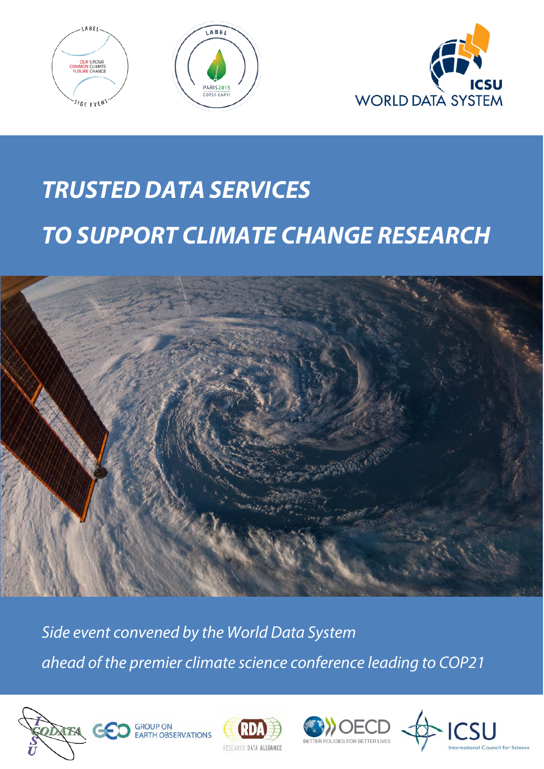# TRUSTED DATA SERVICES

# TO SUPPORT CLIMATE CHANGE RESEARCH

*Side event convened by the World Data System*

*ahead of the premier climate science conference leading to COP21*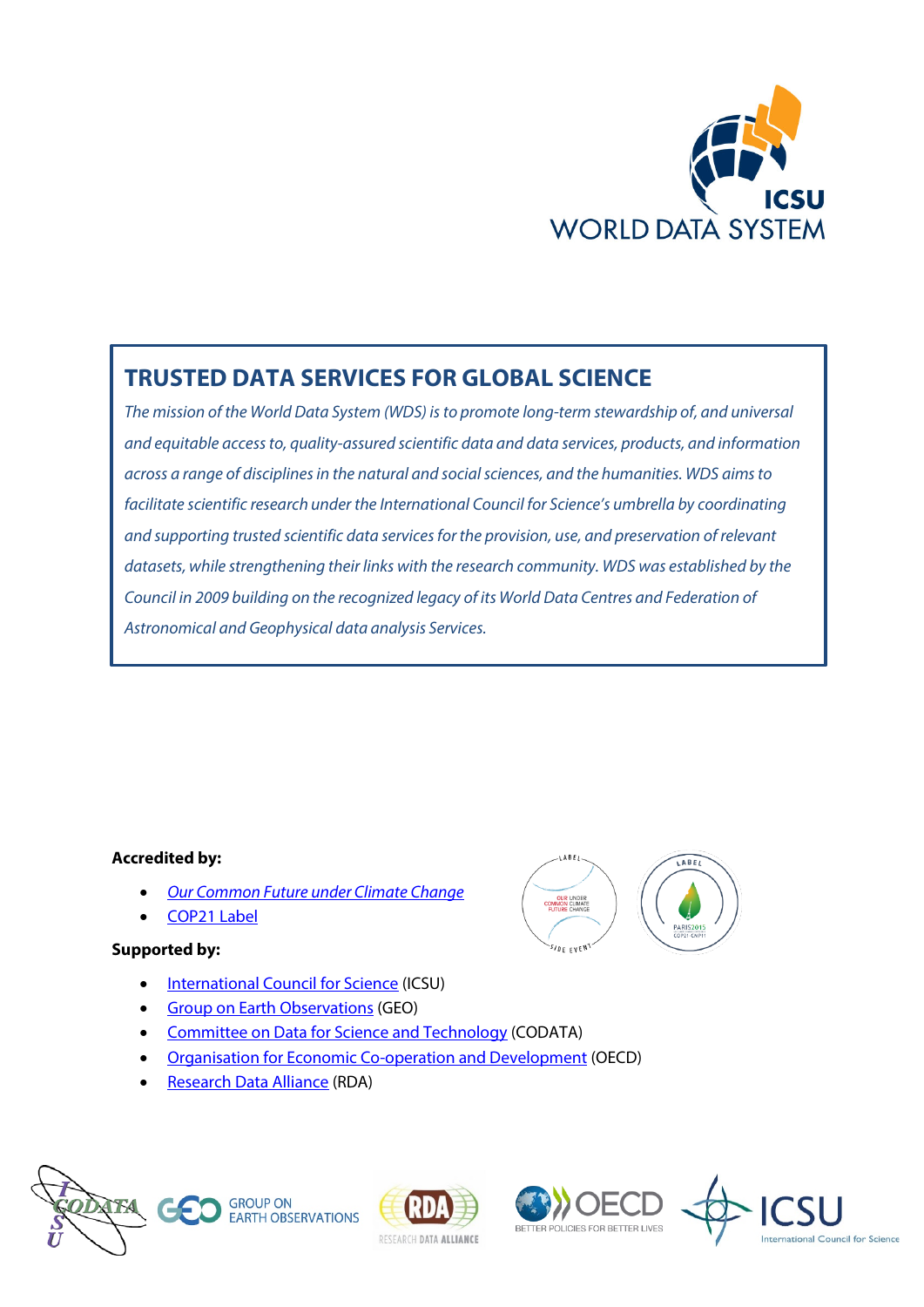## TRUSTED DATA SERVICES FOR GLOBAL SCIENCE

*The mission of the World Data System (WDS) is to promote long-term stewardship of, and universal and equitable access to, quality-assured scientific data and data services, products, and information across a range of disciplines in the natural and social sciences, and the humanities. WDS aims to facilitate scientific research under the International Council for Science's umbrella by coordinating and supporting trusted scientific data services for the provision, use, and preservation of relevant datasets, while strengthening their links with the research community. WDS was established by the Council in 2009 building on the recognized legacy of its World Data Centres and Federation of Astronomical and Geophysical data analysis Services.*

**Accredited by:**

- *Our Common Future under Climate Change*
- COP21 Label

**Supported by:**

- International Council for Science (ICSU)
- Group on Earth Observations (GEO)
- Committee on Data for Science and Technology (CODATA)
- Organisation for Economic Co-operation and Development (OECD)
- Research Data Alliance (RDA)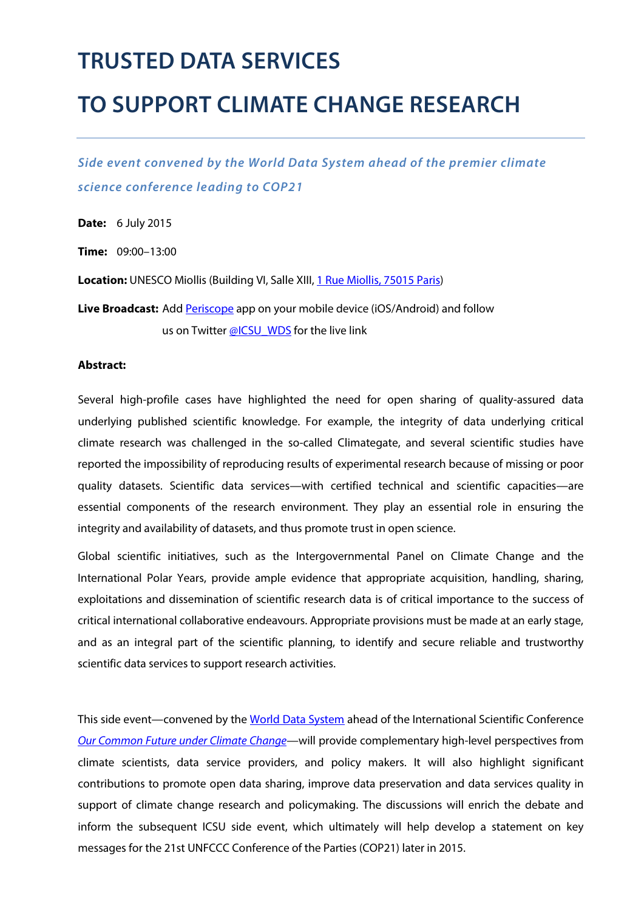# TRUSTED DATA SERVICES

# TO SUPPORT CLIMATE CHANGE RESEARCH

---

*Side event convened by the World Data System ahead of the premier climate science conference leading to COP21*

**Date:** 6 July 2015

**Time:** 09:00–13:00

**Location:** UNESCO Miollis (Building VI, Salle XIII, 1 Rue Miollis, 75015 Paris)

**Live Broadcast:** Add Periscope app on your mobile device (iOS/Android) and follow us on Twitter @ICSU_WDS for the live link

**Abstract:**

Several high-profile cases have highlighted the need for open sharing of quality-assured data underlying published scientific knowledge. For example, the integrity of data underlying critical climate research was challenged in the so-called Climategate, and several scientific studies have reported the impossibility of reproducing results of experimental research because of missing or poor quality datasets. Scientific data services—with certified technical and scientific capacities—are essential components of the research environment. They play an essential role in ensuring the integrity and availability of datasets, and thus promote trust in open science.

Global scientific initiatives, such as the Intergovernmental Panel on Climate Change and the International Polar Years, provide ample evidence that appropriate acquisition, handling, sharing, exploitations and dissemination of scientific research data is of critical importance to the success of critical international collaborative endeavours. Appropriate provisions must be made at an early stage, and as an integral part of the scientific planning, to identify and secure reliable and trustworthy scientific data services to support research activities.

This side event—convened by the World Data System ahead of the International Scientific Conference *Our Common Future under Climate Change*—will provide complementary high-level perspectives from climate scientists, data service providers, and policy makers. It will also highlight significant contributions to promote open data sharing, improve data preservation and data services quality in support of climate change research and policymaking. The discussions will enrich the debate and inform the subsequent ICSU side event, which ultimately will help develop a statement on key messages for the 21st UNFCCC Conference of the Parties (COP21) later in 2015.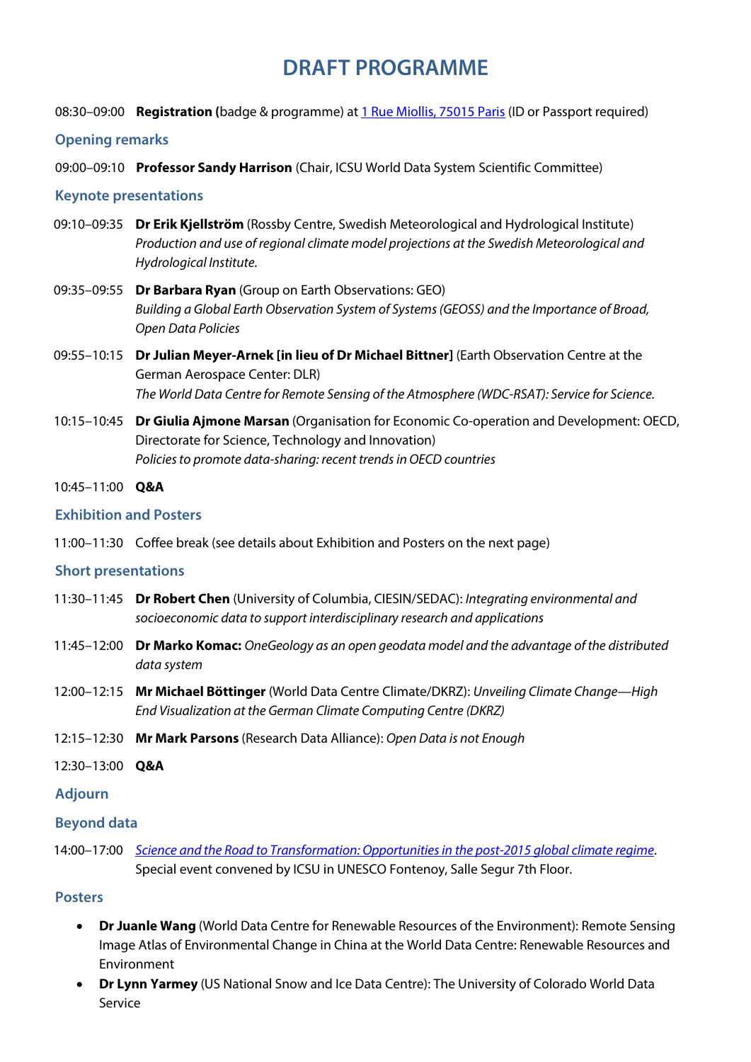# DRAFT PROGRAMME

08:30–09:00 **Registration (**badge & programme) at 1 Rue Miollis, 75015 Paris (ID or Passport required)

## Opening remarks

09:00–09:10 **Professor Sandy Harrison** (Chair, ICSU World Data System Scientific Committee)

## Keynote presentations

09:10–09:35 **Dr Erik Kjellström** (Rossby Centre, Swedish Meteorological and Hydrological Institute) *Production and use of regional climate model projections at the Swedish Meteorological and Hydrological Institute.*

09:35–09:55 **Dr Barbara Ryan** (Group on Earth Observations: GEO) *Building a Global Earth Observation System of Systems (GEOSS) and the Importance of Broad, Open Data Policies*

09:55–10:15 **Dr Julian Meyer-Arnek [in lieu of Dr Michael Bittner]** (Earth Observation Centre at the German Aerospace Center: DLR) *The World Data Centre for Remote Sensing of the Atmosphere (WDC-RSAT): Service for Science.*

10:15–10:45 **Dr Giulia Ajmone Marsan** (Organisation for Economic Co-operation and Development: OECD, Directorate for Science, Technology and Innovation) *Policies to promote data-sharing: recent trends in OECD countries*

10:45–11:00 **Q&A**

## Exhibition and Posters

11:00–11:30 Coffee break (see details about Exhibition and Posters on the next page)

## Short presentations

11:30–11:45 **Dr Robert Chen** (University of Columbia, CIESIN/SEDAC): *Integrating environmental and socioeconomic data to support interdisciplinary research and applications*

11:45–12:00 **Dr Marko Komac:** *OneGeology as an open geodata model and the advantage of the distributed data system*

12:00–12:15 **Mr Michael Böttinger** (World Data Centre Climate/DKRZ): *Unveiling Climate Change—High End Visualization at the German Climate Computing Centre (DKRZ)*

12:15–12:30 **Mr Mark Parsons** (Research Data Alliance): *Open Data is not Enough*

12:30–13:00 **Q&A**

## Adjourn

## Beyond data

14:00–17:00 *Science and the Road to Transformation: Opportunities in the post-2015 global climate regime*. Special event convened by ICSU in UNESCO Fontenoy, Salle Segur 7th Floor.

## Posters

- **Dr Juanle Wang** (World Data Centre for Renewable Resources of the Environment): Remote Sensing Image Atlas of Environmental Change in China at the World Data Centre: Renewable Resources and Environment
- **Dr Lynn Yarmey** (US National Snow and Ice Data Centre): The University of Colorado World Data Service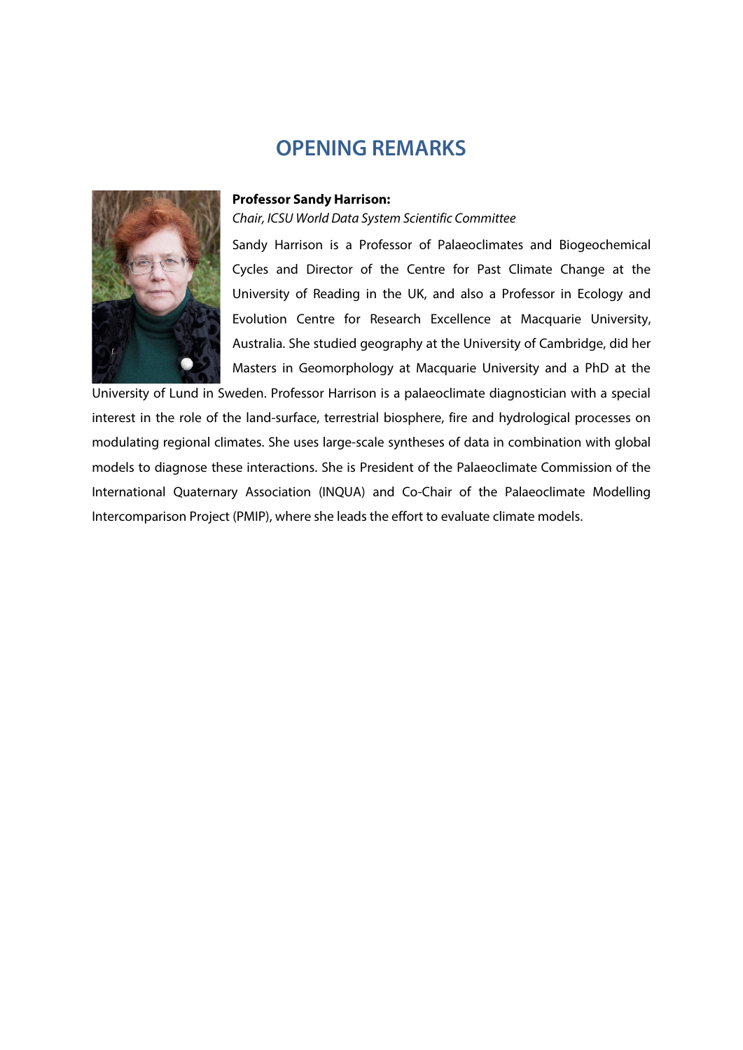# OPENING REMARKS

**Professor Sandy Harrison:**

*Chair, ICSU World Data System Scientific Committee*

Sandy Harrison is a Professor of Palaeoclimates and Biogeochemical Cycles and Director of the Centre for Past Climate Change at the University of Reading in the UK, and also a Professor in Ecology and Evolution Centre for Research Excellence at Macquarie University, Australia. She studied geography at the University of Cambridge, did her Masters in Geomorphology at Macquarie University and a PhD at the University of Lund in Sweden. Professor Harrison is a palaeoclimate diagnostician with a special interest in the role of the land-surface, terrestrial biosphere, fire and hydrological processes on modulating regional climates. She uses large-scale syntheses of data in combination with global models to diagnose these interactions. She is President of the Palaeoclimate Commission of the International Quaternary Association (INQUA) and Co-Chair of the Palaeoclimate Modelling Intercomparison Project (PMIP), where she leads the effort to evaluate climate models.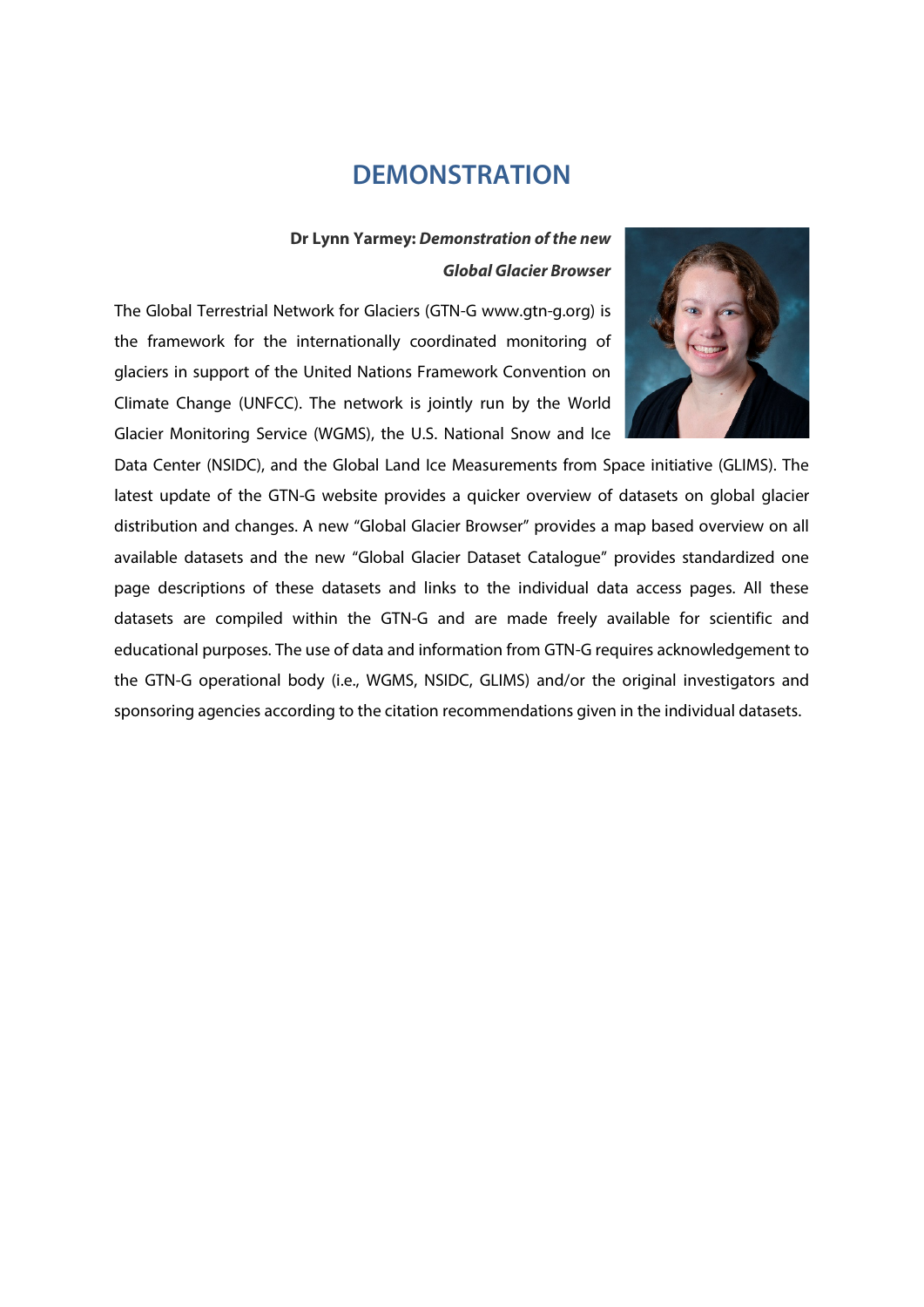# DEMONSTRATION

**Dr Lynn Yarmey:** ***Demonstration of the new Global Glacier Browser***

The Global Terrestrial Network for Glaciers (GTN-G www.gtn-g.org) is the framework for the internationally coordinated monitoring of glaciers in support of the United Nations Framework Convention on Climate Change (UNFCC). The network is jointly run by the World Glacier Monitoring Service (WGMS), the U.S. National Snow and Ice Data Center (NSIDC), and the Global Land Ice Measurements from Space initiative (GLIMS). The latest update of the GTN-G website provides a quicker overview of datasets on global glacier distribution and changes. A new “Global Glacier Browser” provides a map based overview on all available datasets and the new “Global Glacier Dataset Catalogue” provides standardized one page descriptions of these datasets and links to the individual data access pages. All these datasets are compiled within the GTN-G and are made freely available for scientific and educational purposes. The use of data and information from GTN-G requires acknowledgement to the GTN-G operational body (i.e., WGMS, NSIDC, GLIMS) and/or the original investigators and sponsoring agencies according to the citation recommendations given in the individual datasets.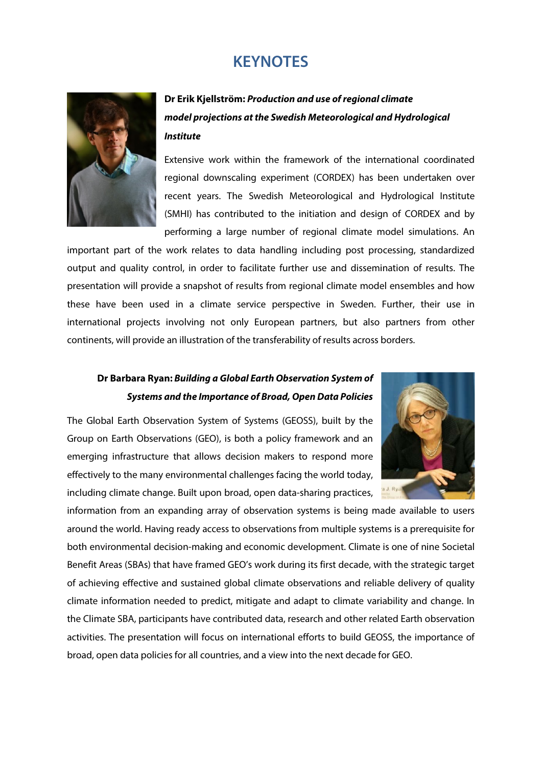# KEYNOTES

**Dr Erik Kjellström:** ***Production and use of regional climate model projections at the Swedish Meteorological and Hydrological Institute***

Extensive work within the framework of the international coordinated regional downscaling experiment (CORDEX) has been undertaken over recent years. The Swedish Meteorological and Hydrological Institute (SMHI) has contributed to the initiation and design of CORDEX and by performing a large number of regional climate model simulations. An important part of the work relates to data handling including post processing, standardized output and quality control, in order to facilitate further use and dissemination of results. The presentation will provide a snapshot of results from regional climate model ensembles and how these have been used in a climate service perspective in Sweden. Further, their use in international projects involving not only European partners, but also partners from other continents, will provide an illustration of the transferability of results across borders.

**Dr Barbara Ryan:** ***Building a Global Earth Observation System of Systems and the Importance of Broad, Open Data Policies***

The Global Earth Observation System of Systems (GEOSS), built by the Group on Earth Observations (GEO), is both a policy framework and an emerging infrastructure that allows decision makers to respond more effectively to the many environmental challenges facing the world today, including climate change. Built upon broad, open data-sharing practices, information from an expanding array of observation systems is being made available to users around the world. Having ready access to observations from multiple systems is a prerequisite for both environmental decision-making and economic development. Climate is one of nine Societal Benefit Areas (SBAs) that have framed GEO's work during its first decade, with the strategic target of achieving effective and sustained global climate observations and reliable delivery of quality climate information needed to predict, mitigate and adapt to climate variability and change. In the Climate SBA, participants have contributed data, research and other related Earth observation activities. The presentation will focus on international efforts to build GEOSS, the importance of broad, open data policies for all countries, and a view into the next decade for GEO.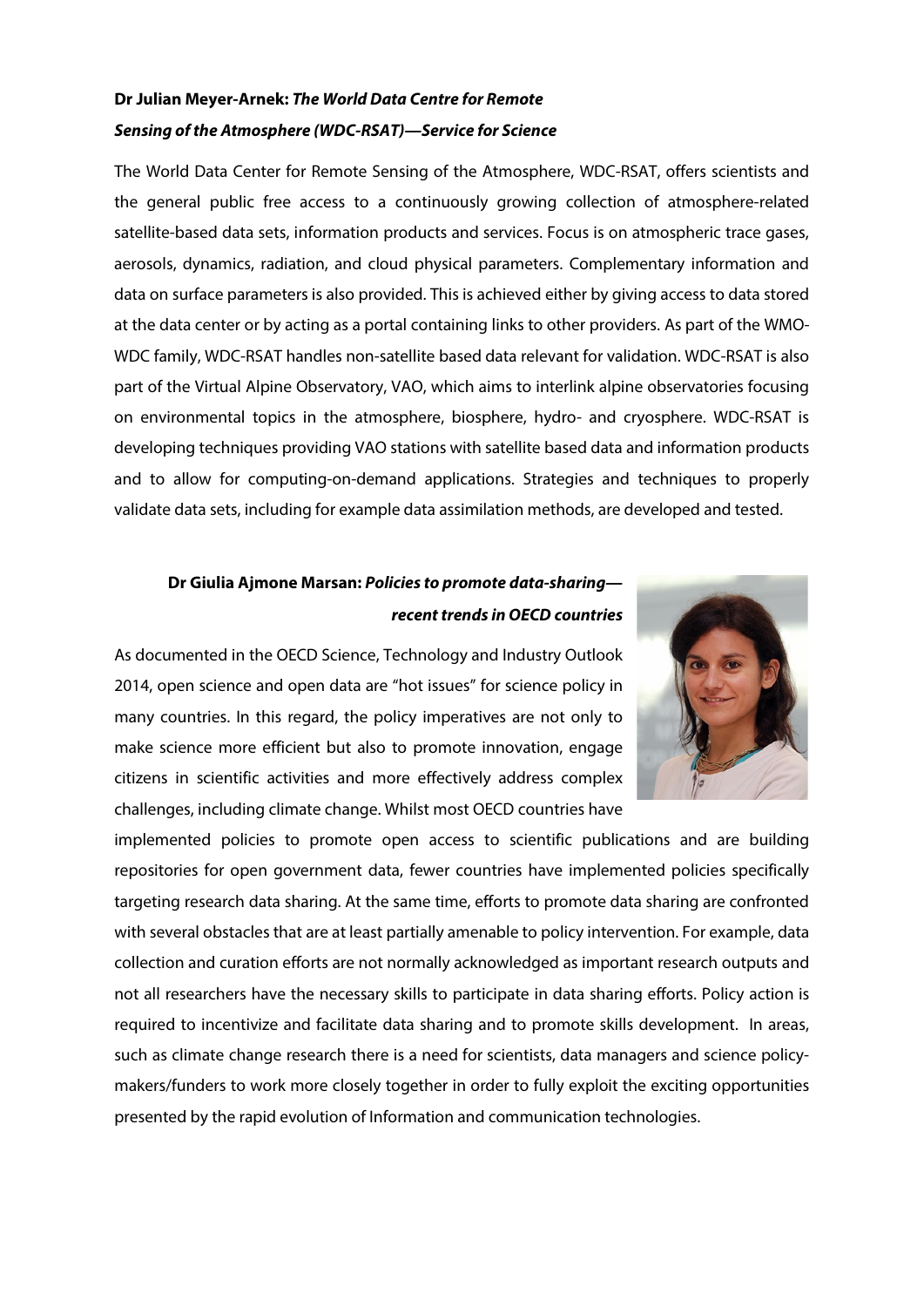**Dr Julian Meyer-Arnek: *The World Data Centre for Remote Sensing of the Atmosphere (WDC-RSAT)—Service for Science***

The World Data Center for Remote Sensing of the Atmosphere, WDC-RSAT, offers scientists and the general public free access to a continuously growing collection of atmosphere-related satellite-based data sets, information products and services. Focus is on atmospheric trace gases, aerosols, dynamics, radiation, and cloud physical parameters. Complementary information and data on surface parameters is also provided. This is achieved either by giving access to data stored at the data center or by acting as a portal containing links to other providers. As part of the WMO-WDC family, WDC-RSAT handles non-satellite based data relevant for validation. WDC-RSAT is also part of the Virtual Alpine Observatory, VAO, which aims to interlink alpine observatories focusing on environmental topics in the atmosphere, biosphere, hydro- and cryosphere. WDC-RSAT is developing techniques providing VAO stations with satellite based data and information products and to allow for computing-on-demand applications. Strategies and techniques to properly validate data sets, including for example data assimilation methods, are developed and tested.

**Dr Giulia Ajmone Marsan: *Policies to promote data-sharing—recent trends in OECD countries***

As documented in the OECD Science, Technology and Industry Outlook 2014, open science and open data are "hot issues" for science policy in many countries. In this regard, the policy imperatives are not only to make science more efficient but also to promote innovation, engage citizens in scientific activities and more effectively address complex challenges, including climate change. Whilst most OECD countries have implemented policies to promote open access to scientific publications and are building repositories for open government data, fewer countries have implemented policies specifically targeting research data sharing. At the same time, efforts to promote data sharing are confronted with several obstacles that are at least partially amenable to policy intervention. For example, data collection and curation efforts are not normally acknowledged as important research outputs and not all researchers have the necessary skills to participate in data sharing efforts. Policy action is required to incentivize and facilitate data sharing and to promote skills development. In areas, such as climate change research there is a need for scientists, data managers and science policy-makers/funders to work more closely together in order to fully exploit the exciting opportunities presented by the rapid evolution of Information and communication technologies.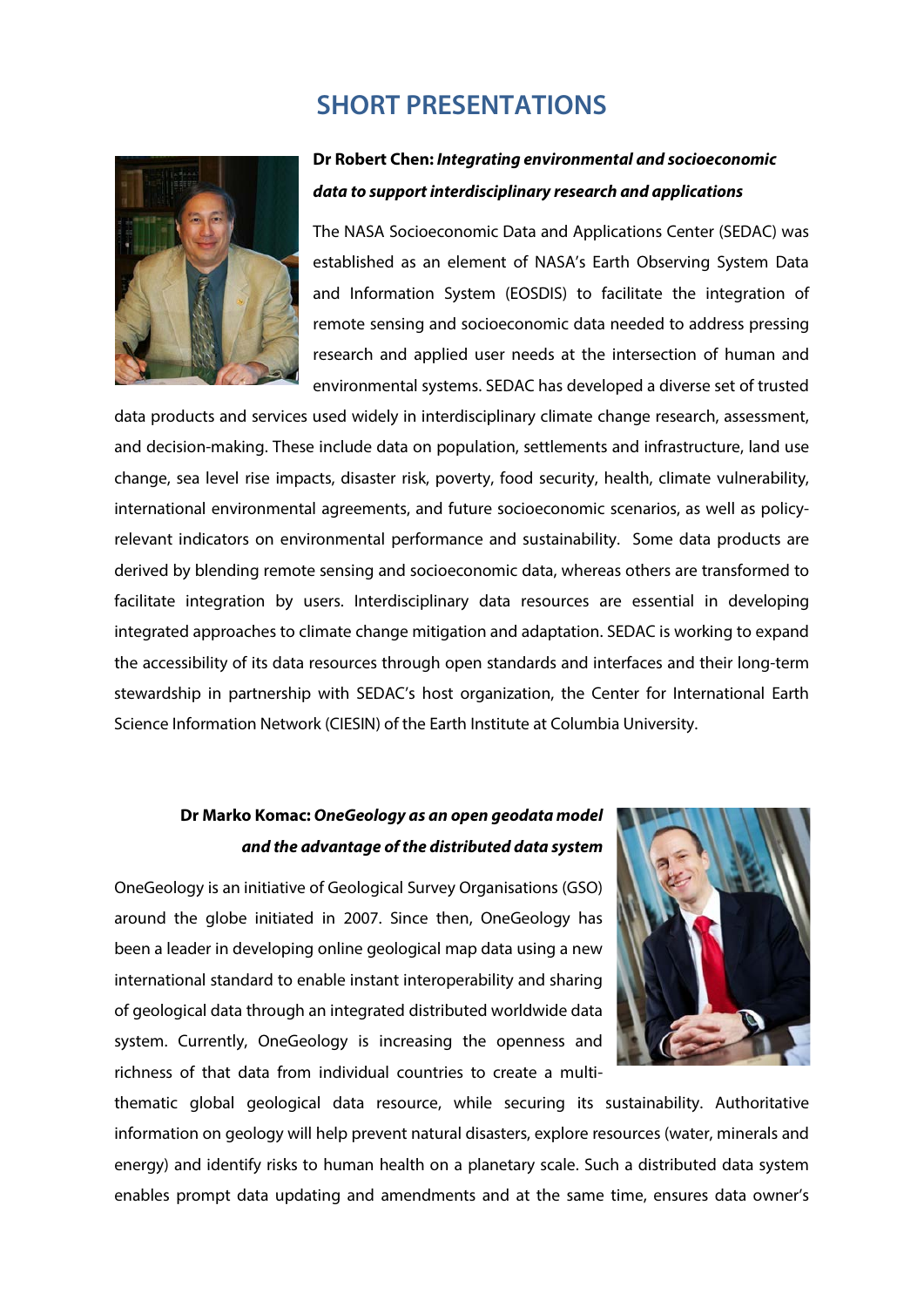## SHORT PRESENTATIONS

**Dr Robert Chen:** ***Integrating environmental and socioeconomic data to support interdisciplinary research and applications***

The NASA Socioeconomic Data and Applications Center (SEDAC) was established as an element of NASA's Earth Observing System Data and Information System (EOSDIS) to facilitate the integration of remote sensing and socioeconomic data needed to address pressing research and applied user needs at the intersection of human and environmental systems. SEDAC has developed a diverse set of trusted data products and services used widely in interdisciplinary climate change research, assessment, and decision-making. These include data on population, settlements and infrastructure, land use change, sea level rise impacts, disaster risk, poverty, food security, health, climate vulnerability, international environmental agreements, and future socioeconomic scenarios, as well as policy-relevant indicators on environmental performance and sustainability. Some data products are derived by blending remote sensing and socioeconomic data, whereas others are transformed to facilitate integration by users. Interdisciplinary data resources are essential in developing integrated approaches to climate change mitigation and adaptation. SEDAC is working to expand the accessibility of its data resources through open standards and interfaces and their long-term stewardship in partnership with SEDAC's host organization, the Center for International Earth Science Information Network (CIESIN) of the Earth Institute at Columbia University.

**Dr Marko Komac:** ***OneGeology as an open geodata model and the advantage of the distributed data system***

OneGeology is an initiative of Geological Survey Organisations (GSO) around the globe initiated in 2007. Since then, OneGeology has been a leader in developing online geological map data using a new international standard to enable instant interoperability and sharing of geological data through an integrated distributed worldwide data system. Currently, OneGeology is increasing the openness and richness of that data from individual countries to create a multi-thematic global geological data resource, while securing its sustainability. Authoritative information on geology will help prevent natural disasters, explore resources (water, minerals and energy) and identify risks to human health on a planetary scale. Such a distributed data system enables prompt data updating and amendments and at the same time, ensures data owner's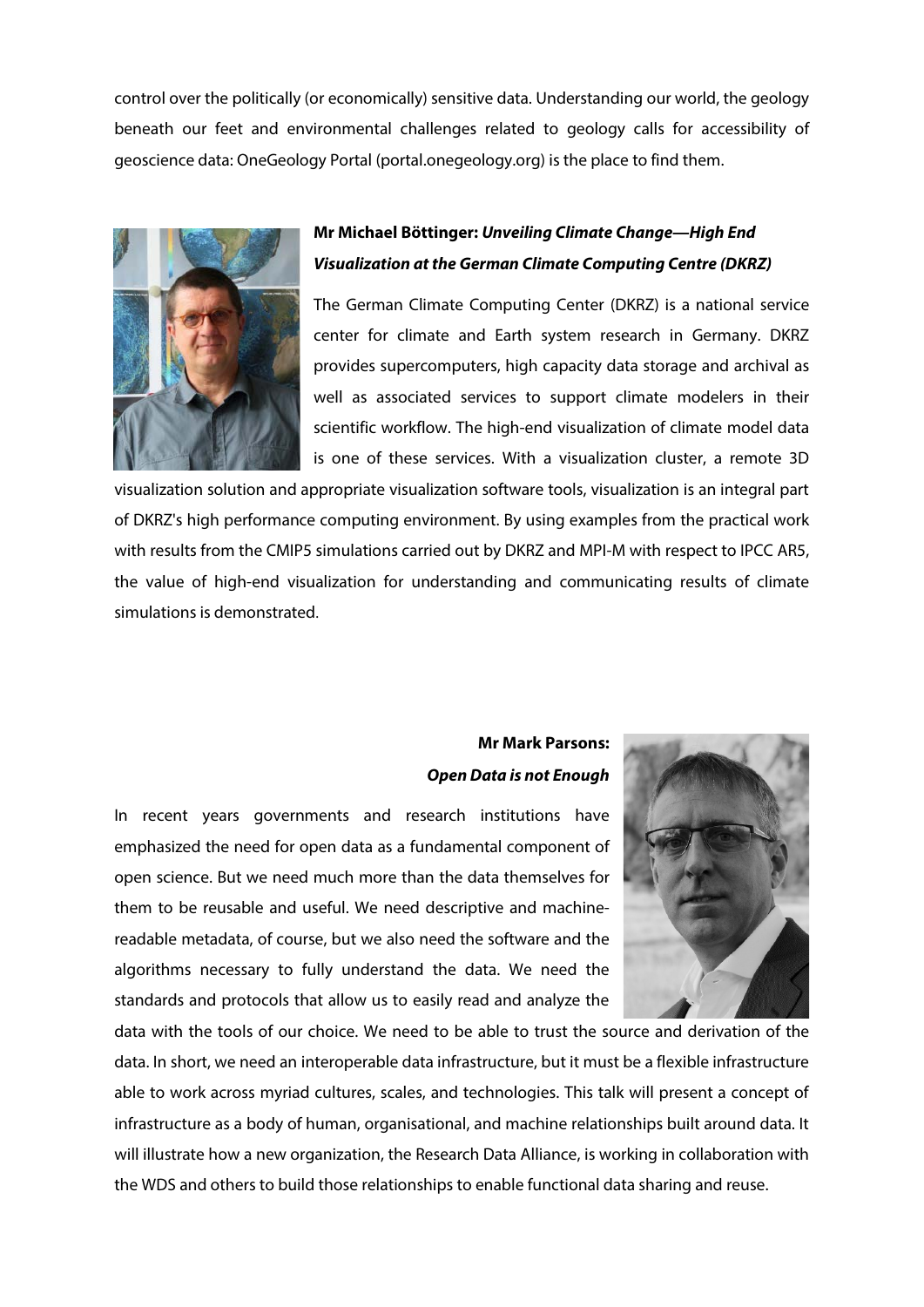control over the politically (or economically) sensitive data. Understanding our world, the geology beneath our feet and environmental challenges related to geology calls for accessibility of geoscience data: OneGeology Portal (portal.onegeology.org) is the place to find them.

**Mr Michael Böttinger: *Unveiling Climate Change—High End Visualization at the German Climate Computing Centre (DKRZ)***

The German Climate Computing Center (DKRZ) is a national service center for climate and Earth system research in Germany. DKRZ provides supercomputers, high capacity data storage and archival as well as associated services to support climate modelers in their scientific workflow. The high-end visualization of climate model data is one of these services. With a visualization cluster, a remote 3D visualization solution and appropriate visualization software tools, visualization is an integral part of DKRZ's high performance computing environment. By using examples from the practical work with results from the CMIP5 simulations carried out by DKRZ and MPI-M with respect to IPCC AR5, the value of high-end visualization for understanding and communicating results of climate simulations is demonstrated.

**Mr Mark Parsons: *Open Data is not Enough***

In recent years governments and research institutions have emphasized the need for open data as a fundamental component of open science. But we need much more than the data themselves for them to be reusable and useful. We need descriptive and machine-readable metadata, of course, but we also need the software and the algorithms necessary to fully understand the data. We need the standards and protocols that allow us to easily read and analyze the data with the tools of our choice. We need to be able to trust the source and derivation of the data. In short, we need an interoperable data infrastructure, but it must be a flexible infrastructure able to work across myriad cultures, scales, and technologies. This talk will present a concept of infrastructure as a body of human, organisational, and machine relationships built around data. It will illustrate how a new organization, the Research Data Alliance, is working in collaboration with the WDS and others to build those relationships to enable functional data sharing and reuse.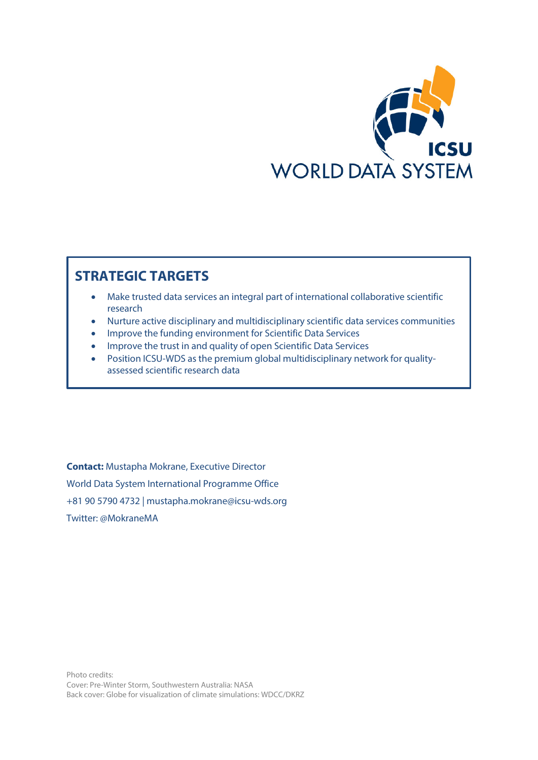ICSU
WORLD DATA SYSTEM

## STRATEGIC TARGETS

- Make trusted data services an integral part of international collaborative scientific research
- Nurture active disciplinary and multidisciplinary scientific data services communities
- Improve the funding environment for Scientific Data Services
- Improve the trust in and quality of open Scientific Data Services
- Position ICSU-WDS as the premium global multidisciplinary network for quality-assessed scientific research data

**Contact:** Mustapha Mokrane, Executive Director

World Data System International Programme Office

+81 90 5790 4732 | mustapha.mokrane@icsu-wds.org

Twitter: @MokraneMA

Photo credits:
Cover: Pre-Winter Storm, Southwestern Australia: NASA
Back cover: Globe for visualization of climate simulations: WDCC/DKRZ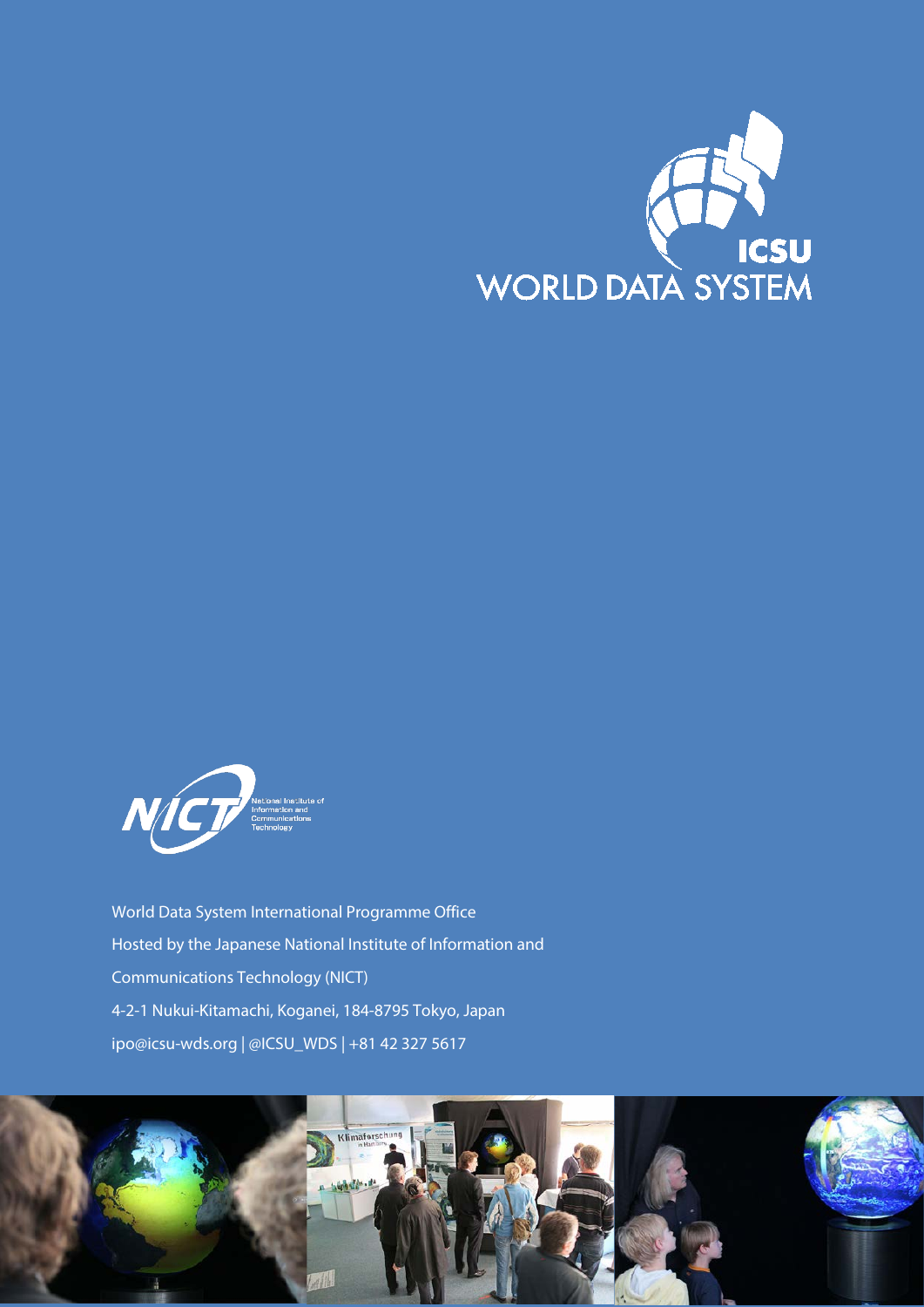ICSU
WORLD DATA SYSTEM

NICT National Institute of Information and Communications Technology

World Data System International Programme Office
Hosted by the Japanese National Institute of Information and Communications Technology (NICT)
4-2-1 Nukui-Kitamachi, Koganei, 184-8795 Tokyo, Japan
ipo@icsu-wds.org | @ICSU_WDS | +81 42 327 5617